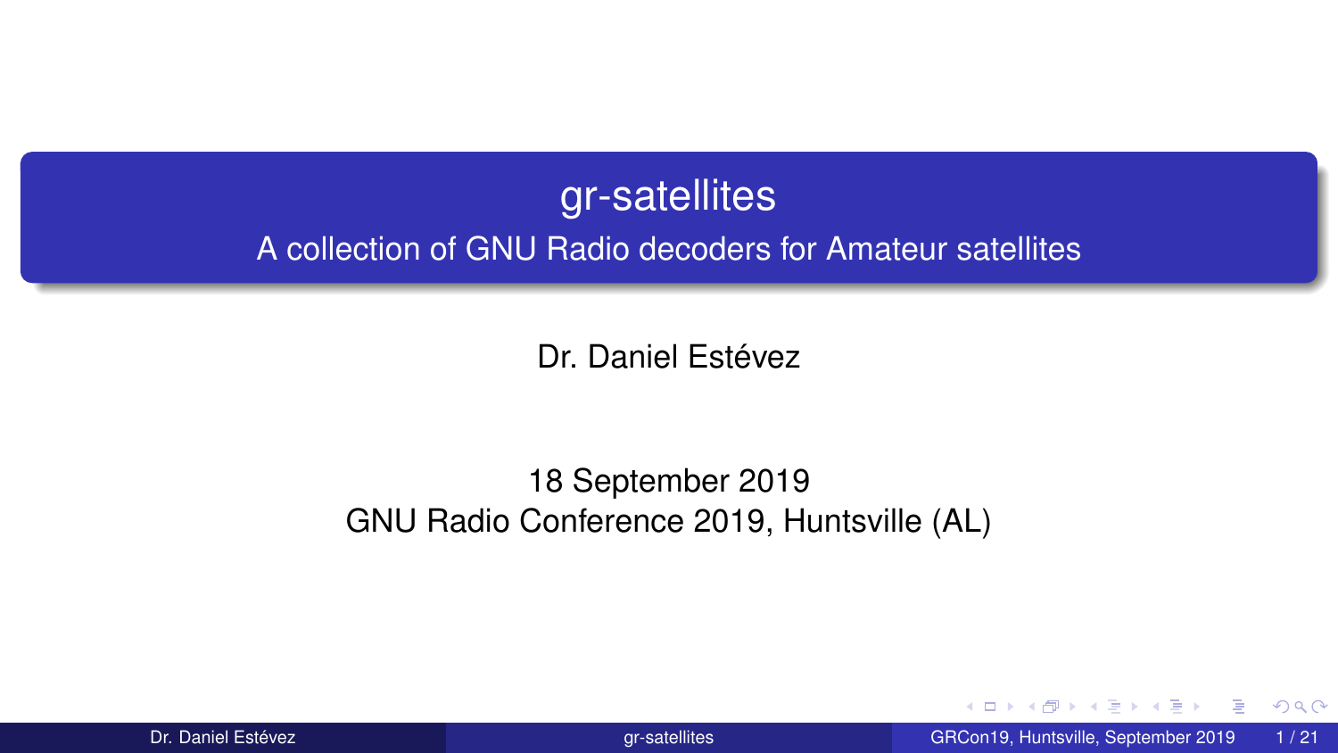# gr-satellites

## A collection of GNU Radio decoders for Amateur satellites

Dr. Daniel Estévez

18 September 2019

GNU Radio Conference 2019, Huntsville (AL)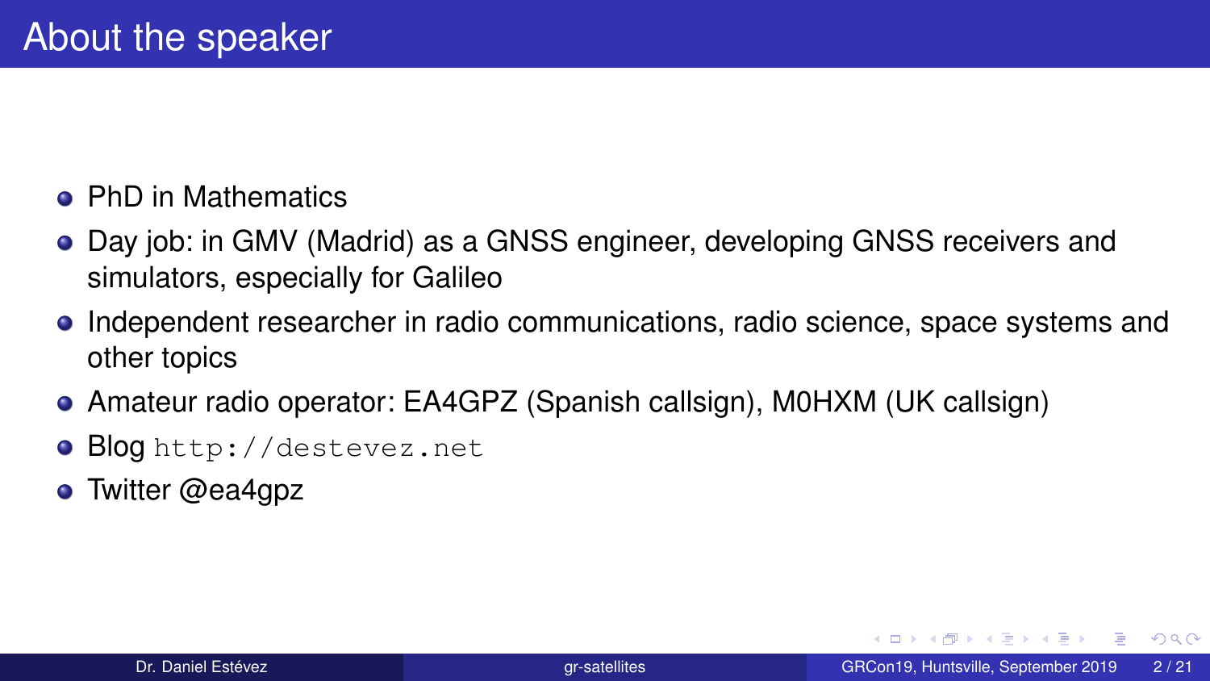# About the speaker

- PhD in Mathematics
- Day job: in GMV (Madrid) as a GNSS engineer, developing GNSS receivers and simulators, especially for Galileo
- Independent researcher in radio communications, radio science, space systems and other topics
- Amateur radio operator: EA4GPZ (Spanish callsign), M0HXM (UK callsign)
- Blog `http://destevez.net`
- Twitter @ea4gpz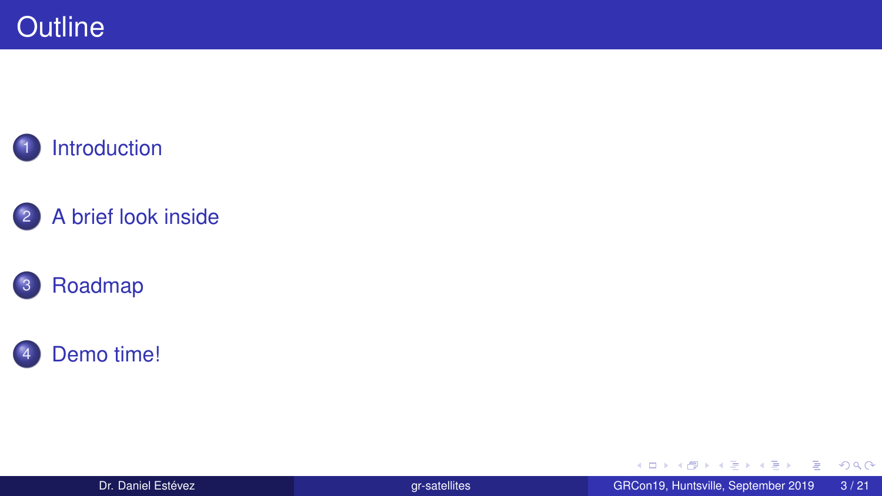# Outline

1. Introduction
2. A brief look inside
3. Roadmap
4. Demo time!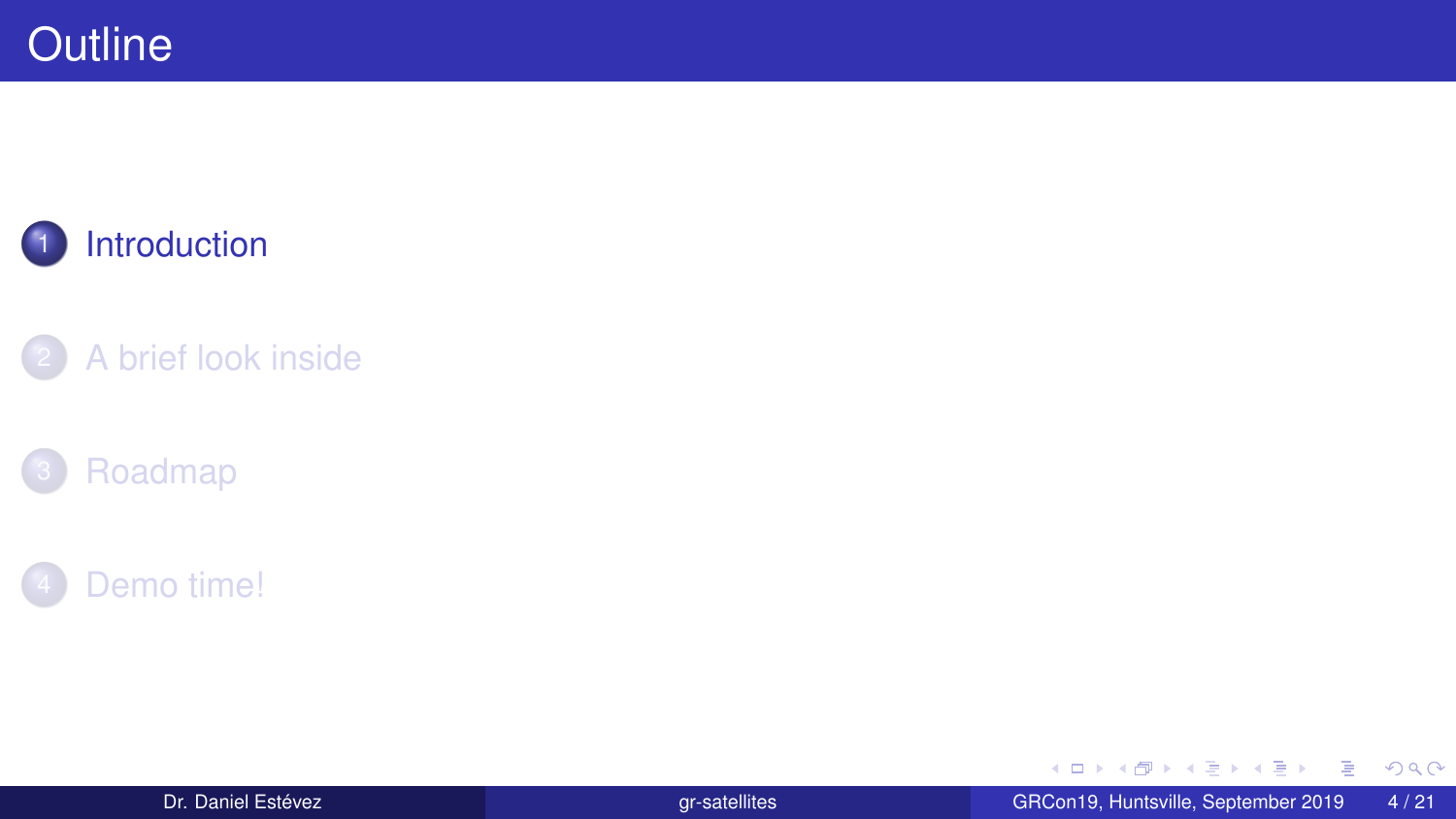# Outline

1. Introduction
2. A brief look inside
3. Roadmap
4. Demo time!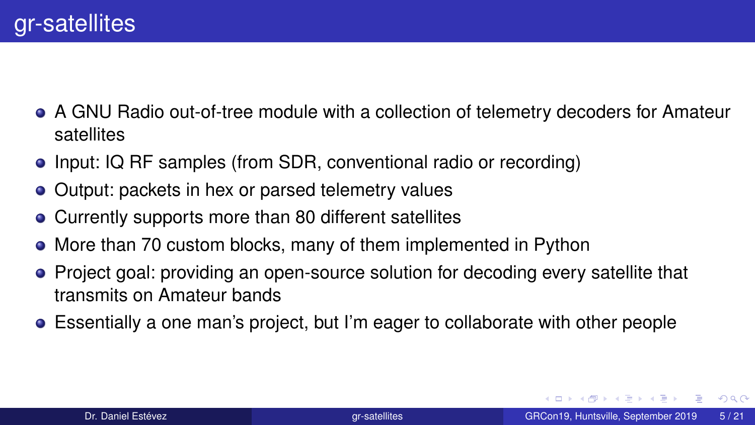# gr-satellites

- A GNU Radio out-of-tree module with a collection of telemetry decoders for Amateur satellites
- Input: IQ RF samples (from SDR, conventional radio or recording)
- Output: packets in hex or parsed telemetry values
- Currently supports more than 80 different satellites
- More than 70 custom blocks, many of them implemented in Python
- Project goal: providing an open-source solution for decoding every satellite that transmits on Amateur bands
- Essentially a one man's project, but I'm eager to collaborate with other people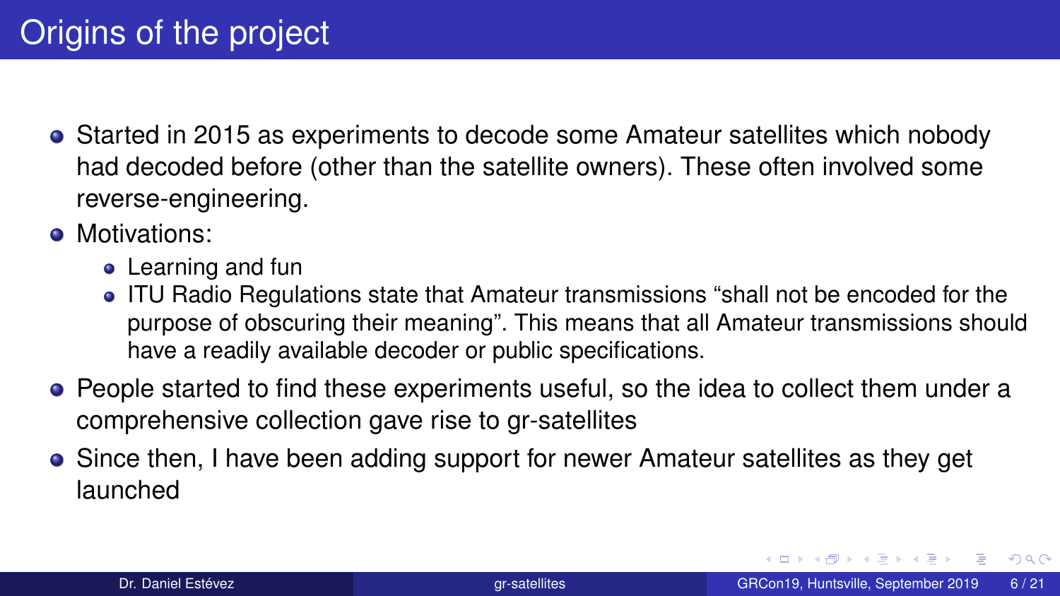# Origins of the project

- Started in 2015 as experiments to decode some Amateur satellites which nobody had decoded before (other than the satellite owners). These often involved some reverse-engineering.
- Motivations:
  - Learning and fun
  - ITU Radio Regulations state that Amateur transmissions “shall not be encoded for the purpose of obscuring their meaning”. This means that all Amateur transmissions should have a readily available decoder or public specifications.
- People started to find these experiments useful, so the idea to collect them under a comprehensive collection gave rise to gr-satellites
- Since then, I have been adding support for newer Amateur satellites as they get launched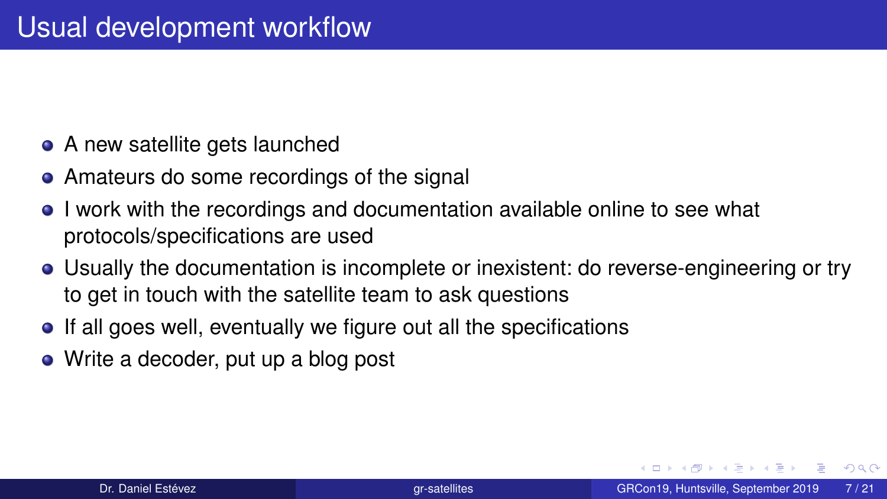# Usual development workflow

- A new satellite gets launched
- Amateurs do some recordings of the signal
- I work with the recordings and documentation available online to see what protocols/specifications are used
- Usually the documentation is incomplete or inexistent: do reverse-engineering or try to get in touch with the satellite team to ask questions
- If all goes well, eventually we figure out all the specifications
- Write a decoder, put up a blog post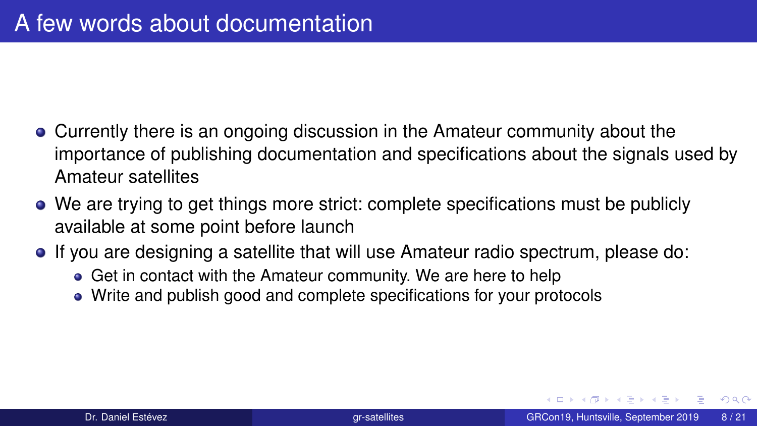# A few words about documentation

- Currently there is an ongoing discussion in the Amateur community about the importance of publishing documentation and specifications about the signals used by Amateur satellites
- We are trying to get things more strict: complete specifications must be publicly available at some point before launch
- If you are designing a satellite that will use Amateur radio spectrum, please do:
  - Get in contact with the Amateur community. We are here to help
  - Write and publish good and complete specifications for your protocols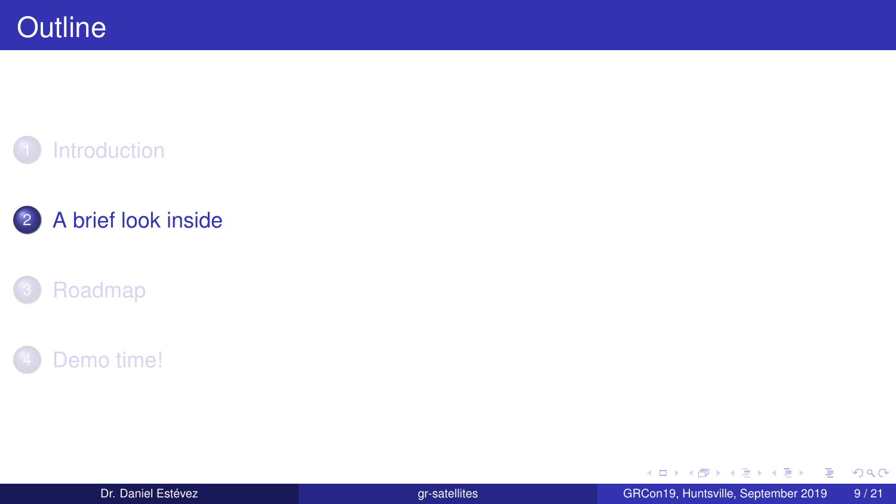# Outline

1. Introduction
2. A brief look inside
3. Roadmap
4. Demo time!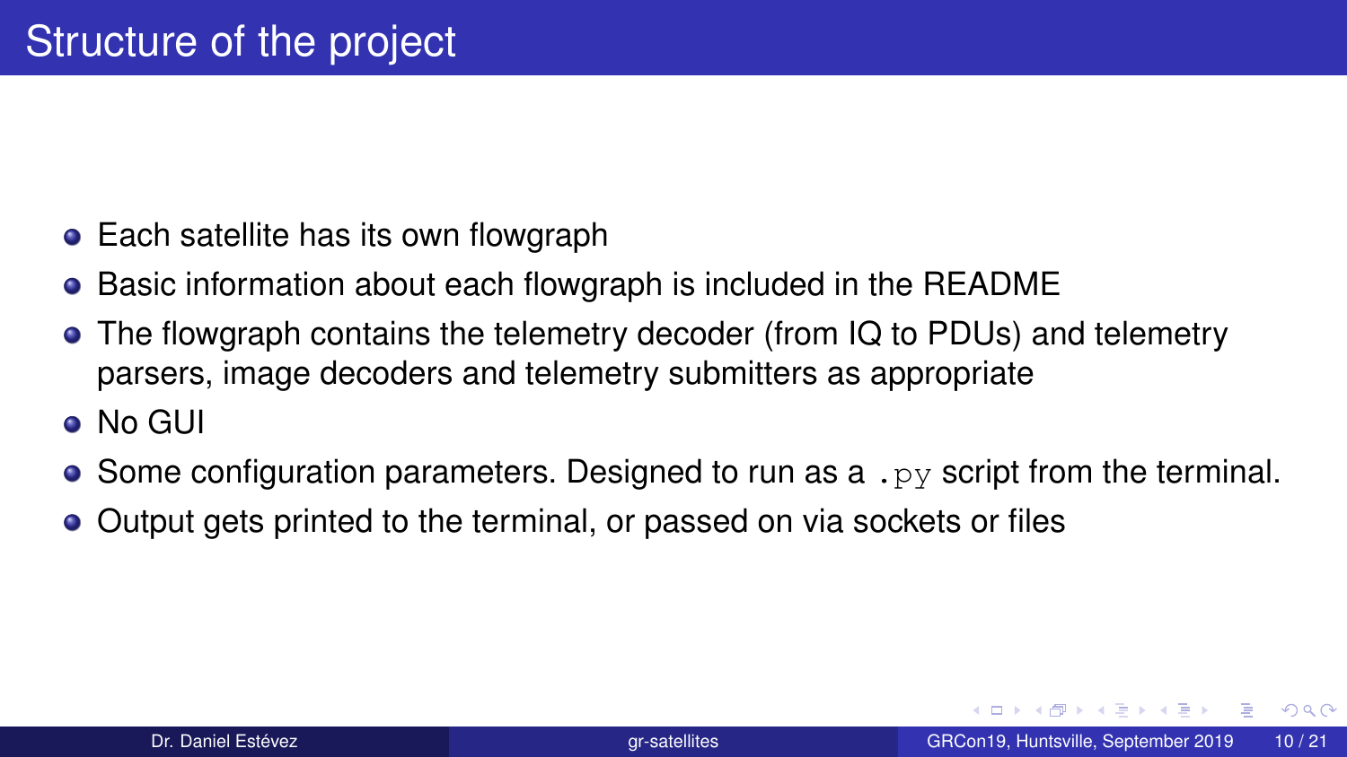# Structure of the project

- Each satellite has its own flowgraph
- Basic information about each flowgraph is included in the README
- The flowgraph contains the telemetry decoder (from IQ to PDUs) and telemetry parsers, image decoders and telemetry submitters as appropriate
- No GUI
- Some configuration parameters. Designed to run as a `.py` script from the terminal.
- Output gets printed to the terminal, or passed on via sockets or files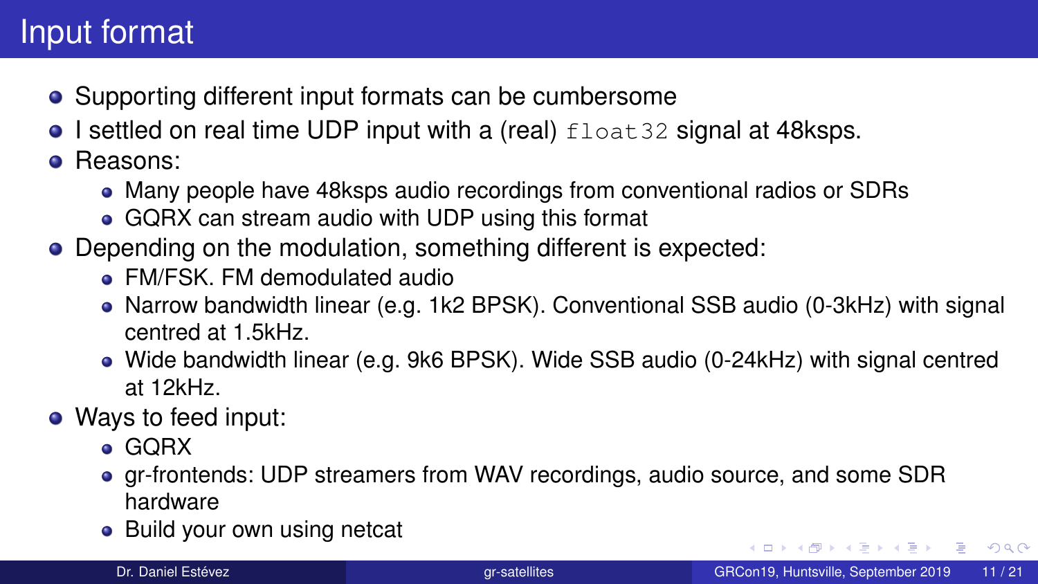# Input format

- Supporting different input formats can be cumbersome
- I settled on real time UDP input with a (real) `float32` signal at 48ksps.
- Reasons:
  - Many people have 48ksps audio recordings from conventional radios or SDRs
  - GQRX can stream audio with UDP using this format
- Depending on the modulation, something different is expected:
  - FM/FSK. FM demodulated audio
  - Narrow bandwidth linear (e.g. 1k2 BPSK). Conventional SSB audio (0-3kHz) with signal centred at 1.5kHz.
  - Wide bandwidth linear (e.g. 9k6 BPSK). Wide SSB audio (0-24kHz) with signal centred at 12kHz.
- Ways to feed input:
  - GQRX
  - gr-frontends: UDP streamers from WAV recordings, audio source, and some SDR hardware
  - Build your own using netcat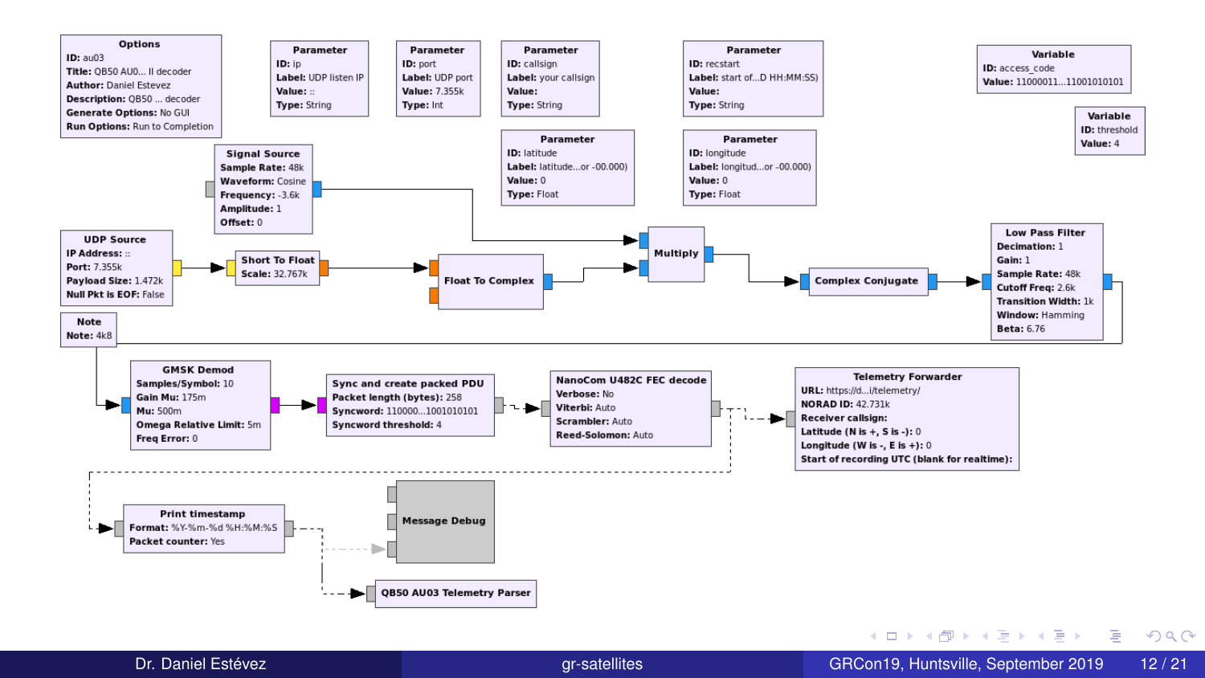**Options**
**ID:** au03
**Title:** QB50 AU0... ll decoder
**Author:** Daniel Estevez
**Description:** QB50 ... decoder
**Generate Options:** No GUI
**Run Options:** Run to Completion

**Parameter**
**ID:** ip
**Label:** UDP listen IP
**Value:** ::
**Type:** String

**Parameter**
**ID:** port
**Label:** UDP port
**Value:** 7.355k
**Type:** Int

**Parameter**
**ID:** callsign
**Label:** your callsign
**Value:**
**Type:** String

**Parameter**
**ID:** recstart
**Label:** start of...D HH:MM:SS)
**Value:**
**Type:** String

**Variable**
**ID:** access_code
**Value:** 11000011...11001010101

**Variable**
**ID:** threshold
**Value:** 4

**Parameter**
**ID:** latitude
**Label:** latitude...or -00.000)
**Value:** 0
**Type:** Float

**Parameter**
**ID:** longitude
**Label:** longitud...or -00.000)
**Value:** 0
**Type:** Float

**Signal Source**
**Sample Rate:** 48k
**Waveform:** Cosine
**Frequency:** -3.6k
**Amplitude:** 1
**Offset:** 0

**UDP Source**
**IP Address:** ::
**Port:** 7.355k
**Payload Size:** 1.472k
**Null Pkt is EOF:** False

**Short To Float**
**Scale:** 32.767k

**Float To Complex**

**Multiply**

**Complex Conjugate**

**Low Pass Filter**
**Decimation:** 1
**Gain:** 1
**Sample Rate:** 48k
**Cutoff Freq:** 2.6k
**Transition Width:** 1k
**Window:** Hamming
**Beta:** 6.76

**Note**
**Note:** 4k8

**GMSK Demod**
**Samples/Symbol:** 10
**Gain Mu:** 175m
**Mu:** 500m
**Omega Relative Limit:** 5m
**Freq Error:** 0

**Sync and create packed PDU**
**Packet length (bytes):** 258
**Syncword:** 110000...1001010101
**Syncword threshold:** 4

**NanoCom U482C FEC decode**
**Verbose:** No
**Viterbi:** Auto
**Scrambler:** Auto
**Reed-Solomon:** Auto

**Telemetry Forwarder**
**URL:** https://d...i/telemetry/
**NORAD ID:** 42.731k
**Receiver callsign:**
**Latitude (N is +, S is -):** 0
**Longitude (W is -, E is +):** 0
**Start of recording UTC (blank for realtime):**

**Print timestamp**
**Format:** %Y-%m-%d %H:%M:%S
**Packet counter:** Yes

**Message Debug**

**QB50 AU03 Telemetry Parser**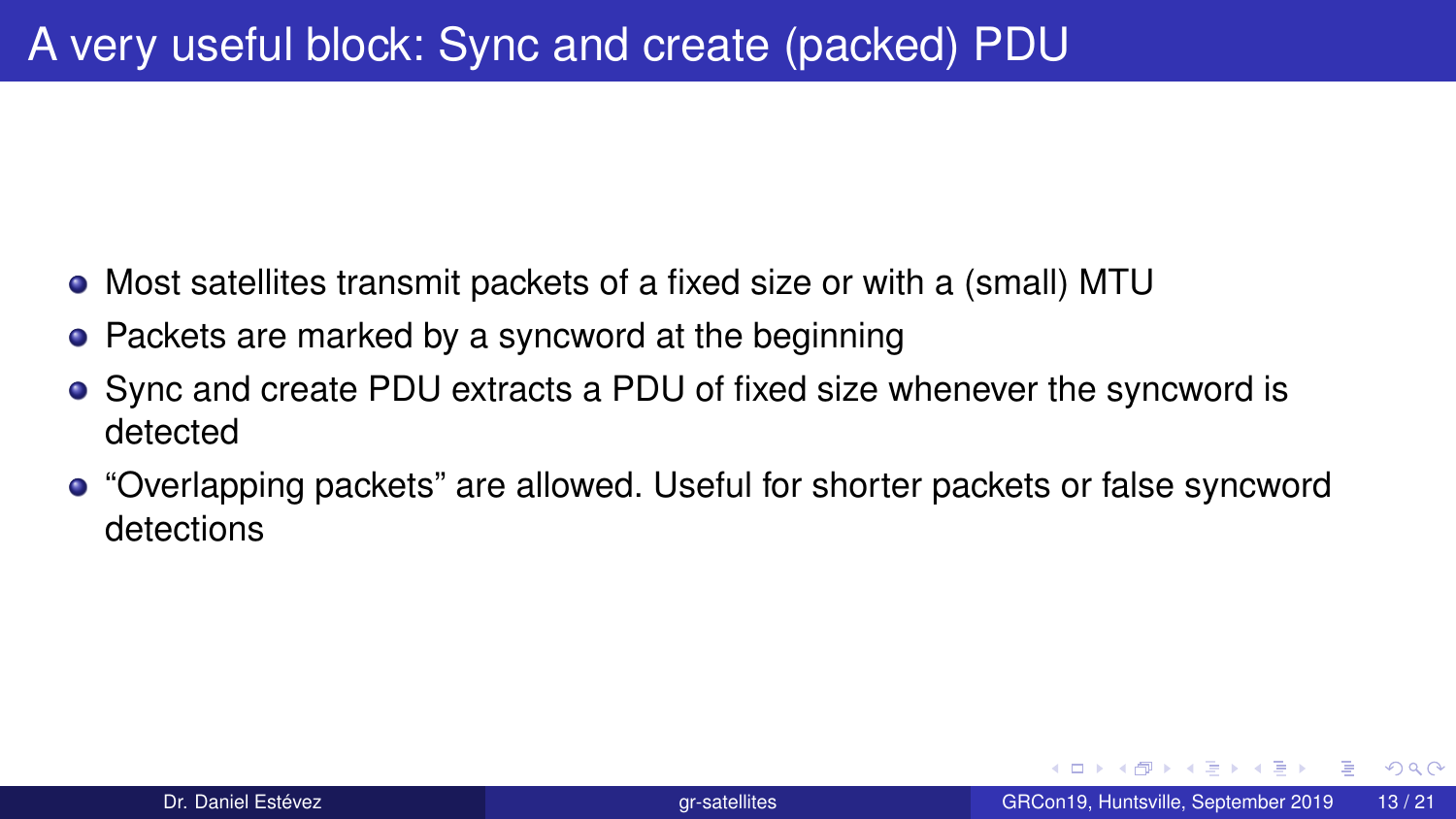# A very useful block: Sync and create (packed) PDU

- Most satellites transmit packets of a fixed size or with a (small) MTU
- Packets are marked by a syncword at the beginning
- Sync and create PDU extracts a PDU of fixed size whenever the syncword is detected
- “Overlapping packets” are allowed. Useful for shorter packets or false syncword detections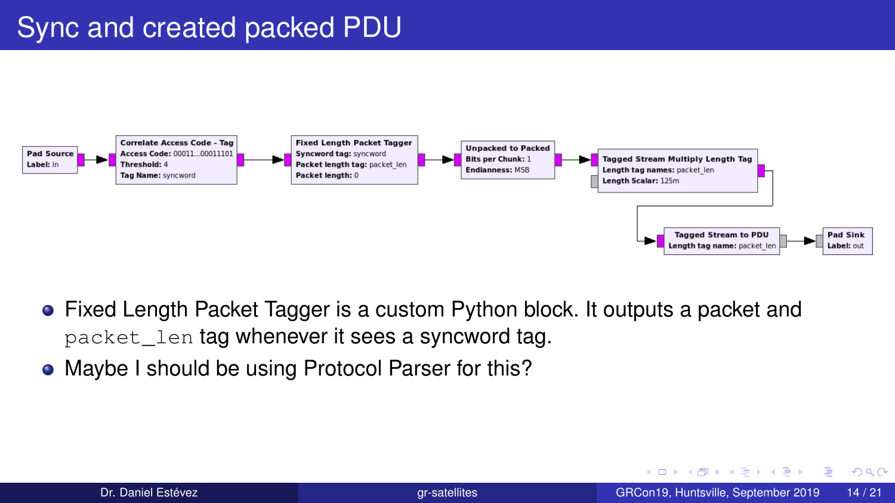# Sync and created packed PDU

Pad Source
Label: in

Correlate Access Code - Tag
Access Code: 00011...00011101
Threshold: 4
Tag Name: syncword

Fixed Length Packet Tagger
Syncword tag: syncword
Packet length tag: packet_len
Packet length: 0

Unpacked to Packed
Bits per Chunk: 1
Endianness: MSB

Tagged Stream Multiply Length Tag
Length tag names: packet_len
Length Scalar: 125m

Tagged Stream to PDU
Length tag name: packet_len

Pad Sink
Label: out

- Fixed Length Packet Tagger is a custom Python block. It outputs a packet and `packet_len` tag whenever it sees a syncword tag.
- Maybe I should be using Protocol Parser for this?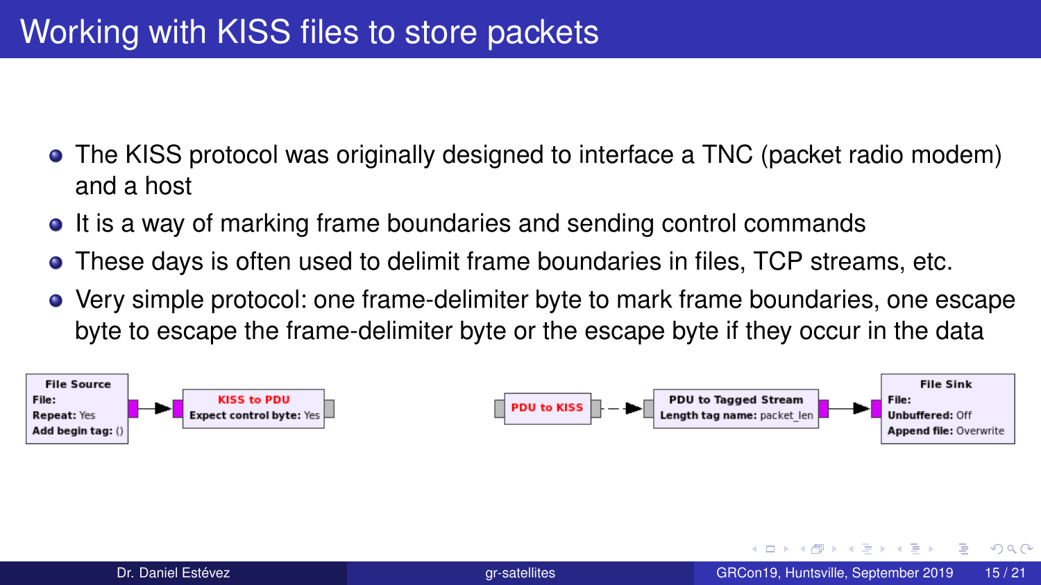# Working with KISS files to store packets

- The KISS protocol was originally designed to interface a TNC (packet radio modem) and a host
- It is a way of marking frame boundaries and sending control commands
- These days is often used to delimit frame boundaries in files, TCP streams, etc.
- Very simple protocol: one frame-delimiter byte to mark frame boundaries, one escape byte to escape the frame-delimiter byte or the escape byte if they occur in the data

**File Source**
**File:**
**Repeat:** Yes
**Add begin tag:** ()

**KISS to PDU**
**Expect control byte:** Yes

**PDU to KISS**

**PDU to Tagged Stream**
**Length tag name:** packet_len

**File Sink**
**File:**
**Unbuffered:** Off
**Append file:** Overwrite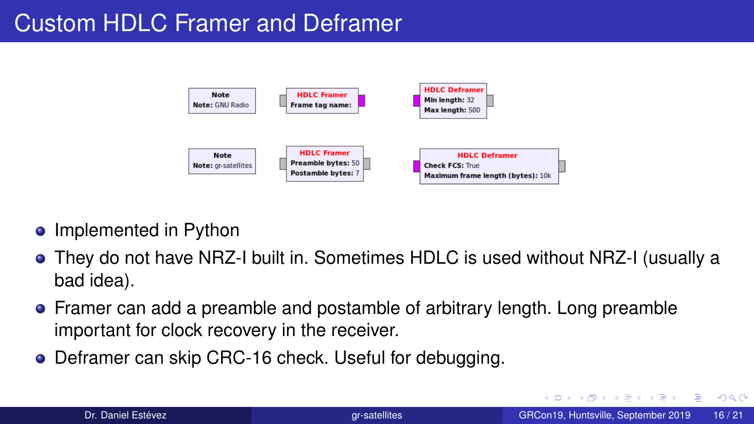# Custom HDLC Framer and Deframer

| Note | HDLC Framer | HDLC Deframer |
|---|---|---|
| Note: GNU Radio | Frame tag name: | Min length: 32<br>Max length: 500 |
| Note: gr-satellites | Preamble bytes: 50<br>Postamble bytes: 7 | Check FCS: True<br>Maximum frame length (bytes): 10k |

- Implemented in Python
- They do not have NRZ-I built in. Sometimes HDLC is used without NRZ-I (usually a bad idea).
- Framer can add a preamble and postamble of arbitrary length. Long preamble important for clock recovery in the receiver.
- Deframer can skip CRC-16 check. Useful for debugging.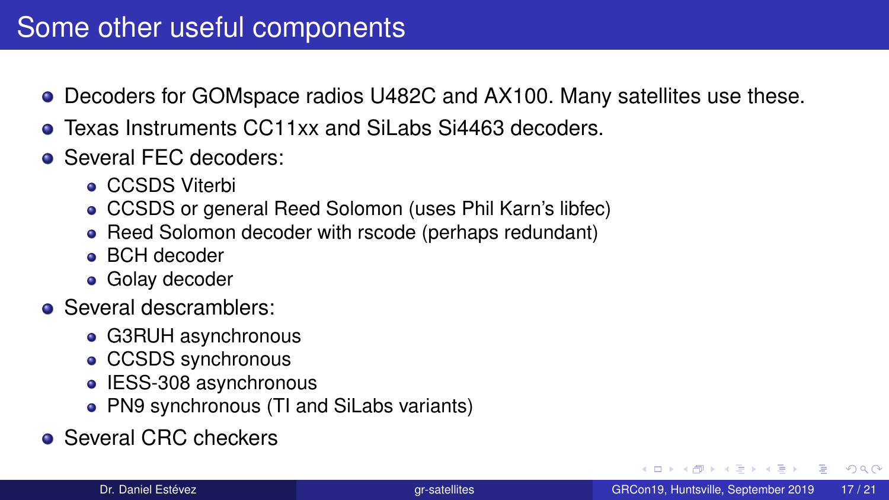# Some other useful components

- Decoders for GOMspace radios U482C and AX100. Many satellites use these.
- Texas Instruments CC11xx and SiLabs Si4463 decoders.
- Several FEC decoders:
  - CCSDS Viterbi
  - CCSDS or general Reed Solomon (uses Phil Karn's libfec)
  - Reed Solomon decoder with rscode (perhaps redundant)
  - BCH decoder
  - Golay decoder
- Several descramblers:
  - G3RUH asynchronous
  - CCSDS synchronous
  - IESS-308 asynchronous
  - PN9 synchronous (TI and SiLabs variants)
- Several CRC checkers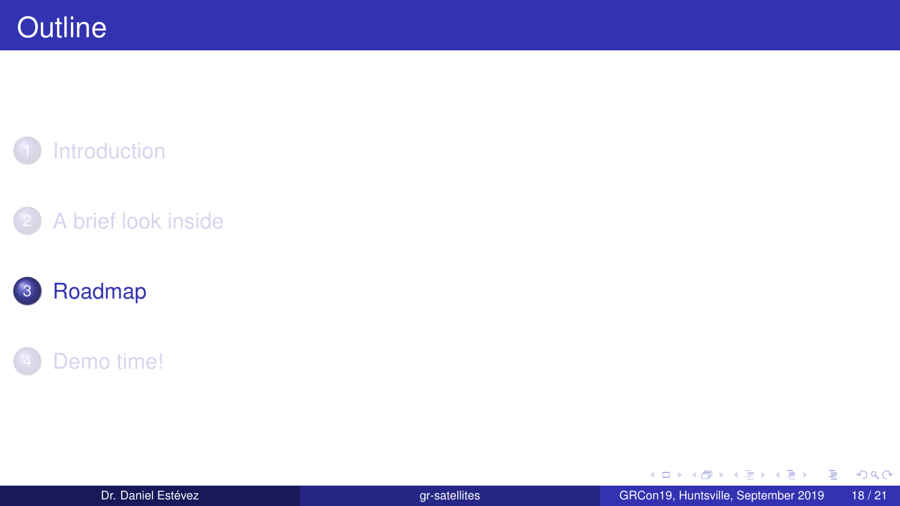# Outline

1. Introduction
2. A brief look inside
3. **Roadmap**
4. Demo time!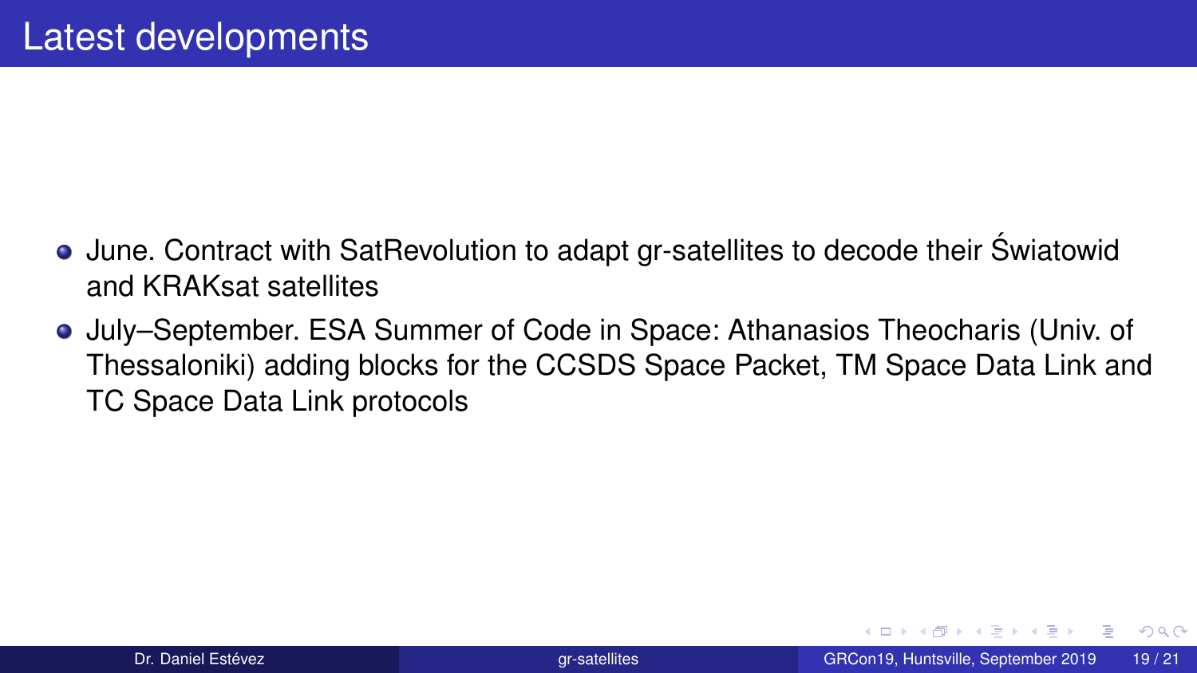# Latest developments

- June. Contract with SatRevolution to adapt gr-satellites to decode their Światowid and KRAKsat satellites
- July–September. ESA Summer of Code in Space: Athanasios Theocharis (Univ. of Thessaloniki) adding blocks for the CCSDS Space Packet, TM Space Data Link and TC Space Data Link protocols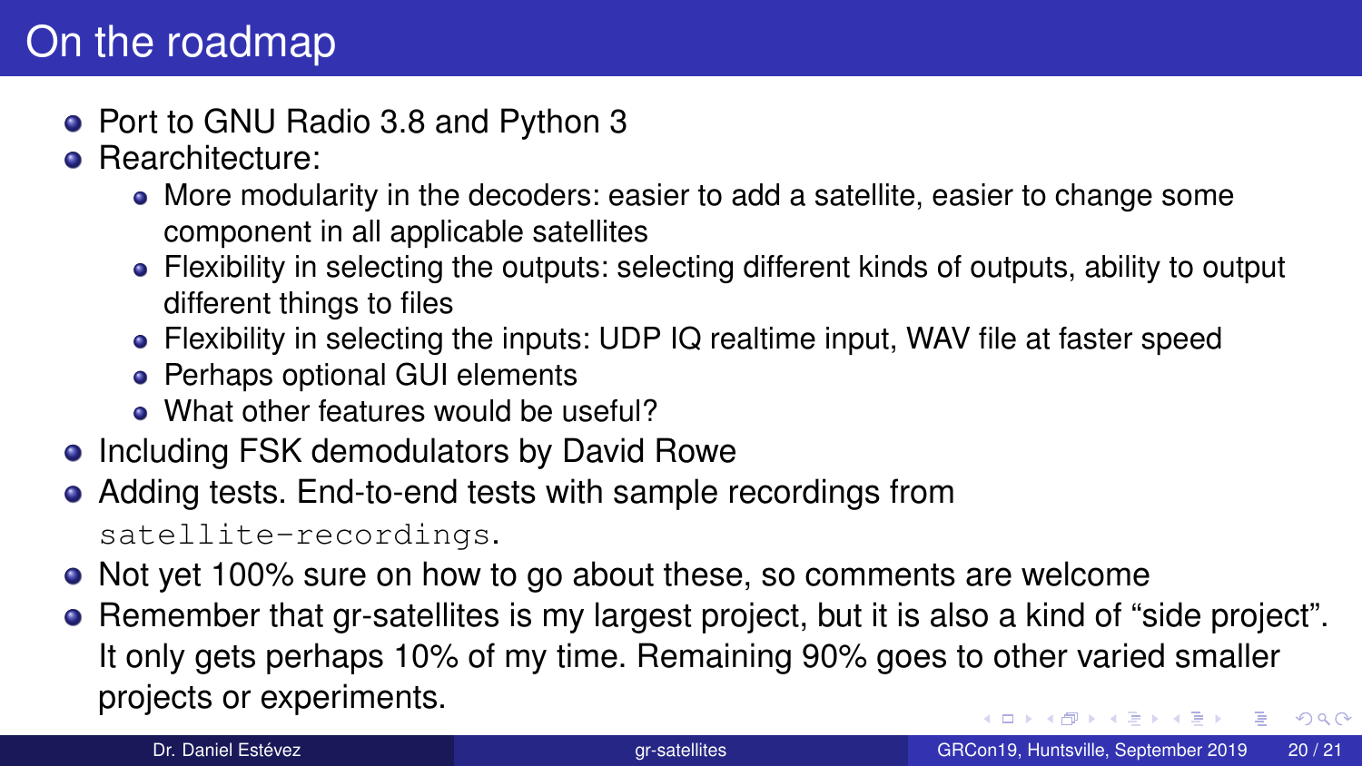# On the roadmap

- Port to GNU Radio 3.8 and Python 3
- Rearchitecture:
  - More modularity in the decoders: easier to add a satellite, easier to change some component in all applicable satellites
  - Flexibility in selecting the outputs: selecting different kinds of outputs, ability to output different things to files
  - Flexibility in selecting the inputs: UDP IQ realtime input, WAV file at faster speed
  - Perhaps optional GUI elements
  - What other features would be useful?
- Including FSK demodulators by David Rowe
- Adding tests. End-to-end tests with sample recordings from `satellite-recordings`.
- Not yet 100% sure on how to go about these, so comments are welcome
- Remember that gr-satellites is my largest project, but it is also a kind of “side project”. It only gets perhaps 10% of my time. Remaining 90% goes to other varied smaller projects or experiments.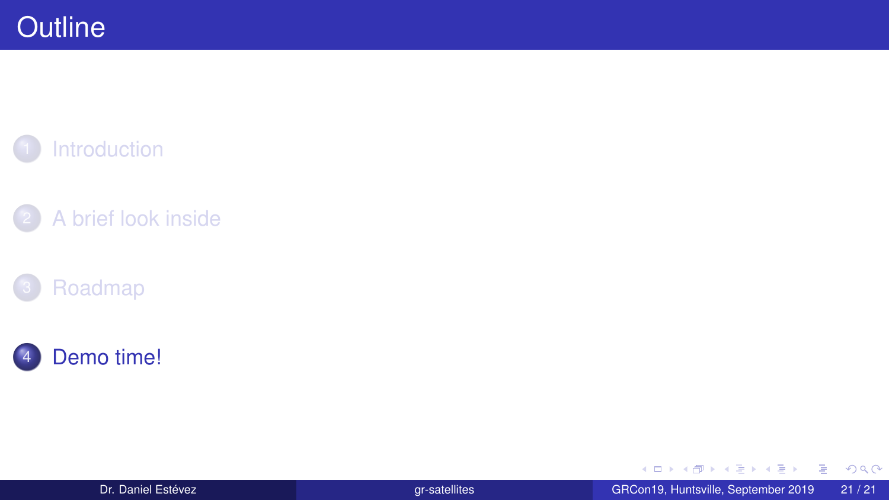# Outline

1. Introduction
2. A brief look inside
3. Roadmap
4. Demo time!